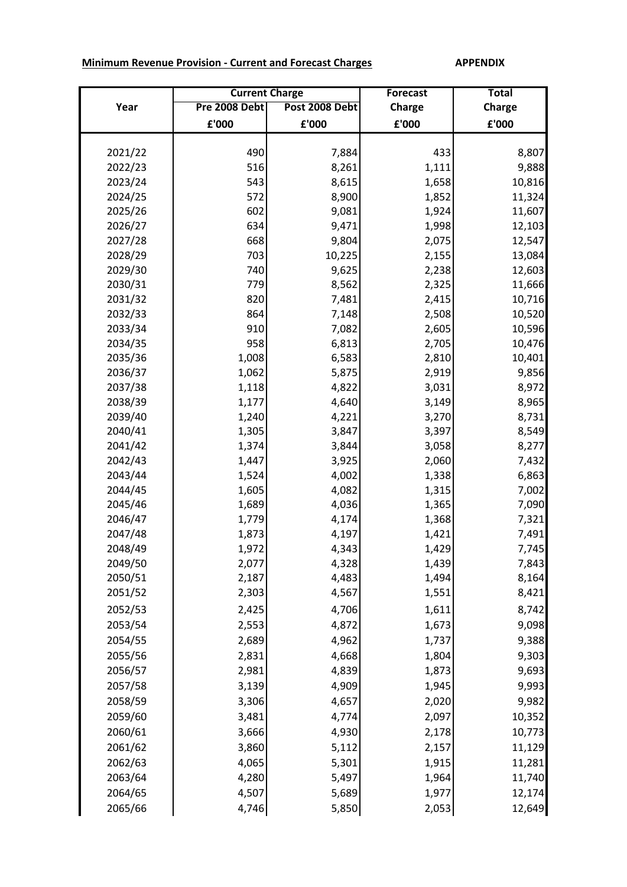**Minimum Revenue Provision - Current and Forecast Charges** **APPENDIX**

| Year | Current Charge | | Forecast | Total |
|---|---|---|---|---|
| | Pre 2008 Debt | Post 2008 Debt | Charge | Charge |
| | £'000 | £'000 | £'000 | £'000 |
| 2021/22 | 490 | 7,884 | 433 | 8,807 |
| 2022/23 | 516 | 8,261 | 1,111 | 9,888 |
| 2023/24 | 543 | 8,615 | 1,658 | 10,816 |
| 2024/25 | 572 | 8,900 | 1,852 | 11,324 |
| 2025/26 | 602 | 9,081 | 1,924 | 11,607 |
| 2026/27 | 634 | 9,471 | 1,998 | 12,103 |
| 2027/28 | 668 | 9,804 | 2,075 | 12,547 |
| 2028/29 | 703 | 10,225 | 2,155 | 13,084 |
| 2029/30 | 740 | 9,625 | 2,238 | 12,603 |
| 2030/31 | 779 | 8,562 | 2,325 | 11,666 |
| 2031/32 | 820 | 7,481 | 2,415 | 10,716 |
| 2032/33 | 864 | 7,148 | 2,508 | 10,520 |
| 2033/34 | 910 | 7,082 | 2,605 | 10,596 |
| 2034/35 | 958 | 6,813 | 2,705 | 10,476 |
| 2035/36 | 1,008 | 6,583 | 2,810 | 10,401 |
| 2036/37 | 1,062 | 5,875 | 2,919 | 9,856 |
| 2037/38 | 1,118 | 4,822 | 3,031 | 8,972 |
| 2038/39 | 1,177 | 4,640 | 3,149 | 8,965 |
| 2039/40 | 1,240 | 4,221 | 3,270 | 8,731 |
| 2040/41 | 1,305 | 3,847 | 3,397 | 8,549 |
| 2041/42 | 1,374 | 3,844 | 3,058 | 8,277 |
| 2042/43 | 1,447 | 3,925 | 2,060 | 7,432 |
| 2043/44 | 1,524 | 4,002 | 1,338 | 6,863 |
| 2044/45 | 1,605 | 4,082 | 1,315 | 7,002 |
| 2045/46 | 1,689 | 4,036 | 1,365 | 7,090 |
| 2046/47 | 1,779 | 4,174 | 1,368 | 7,321 |
| 2047/48 | 1,873 | 4,197 | 1,421 | 7,491 |
| 2048/49 | 1,972 | 4,343 | 1,429 | 7,745 |
| 2049/50 | 2,077 | 4,328 | 1,439 | 7,843 |
| 2050/51 | 2,187 | 4,483 | 1,494 | 8,164 |
| 2051/52 | 2,303 | 4,567 | 1,551 | 8,421 |
| 2052/53 | 2,425 | 4,706 | 1,611 | 8,742 |
| 2053/54 | 2,553 | 4,872 | 1,673 | 9,098 |
| 2054/55 | 2,689 | 4,962 | 1,737 | 9,388 |
| 2055/56 | 2,831 | 4,668 | 1,804 | 9,303 |
| 2056/57 | 2,981 | 4,839 | 1,873 | 9,693 |
| 2057/58 | 3,139 | 4,909 | 1,945 | 9,993 |
| 2058/59 | 3,306 | 4,657 | 2,020 | 9,982 |
| 2059/60 | 3,481 | 4,774 | 2,097 | 10,352 |
| 2060/61 | 3,666 | 4,930 | 2,178 | 10,773 |
| 2061/62 | 3,860 | 5,112 | 2,157 | 11,129 |
| 2062/63 | 4,065 | 5,301 | 1,915 | 11,281 |
| 2063/64 | 4,280 | 5,497 | 1,964 | 11,740 |
| 2064/65 | 4,507 | 5,689 | 1,977 | 12,174 |
| 2065/66 | 4,746 | 5,850 | 2,053 | 12,649 |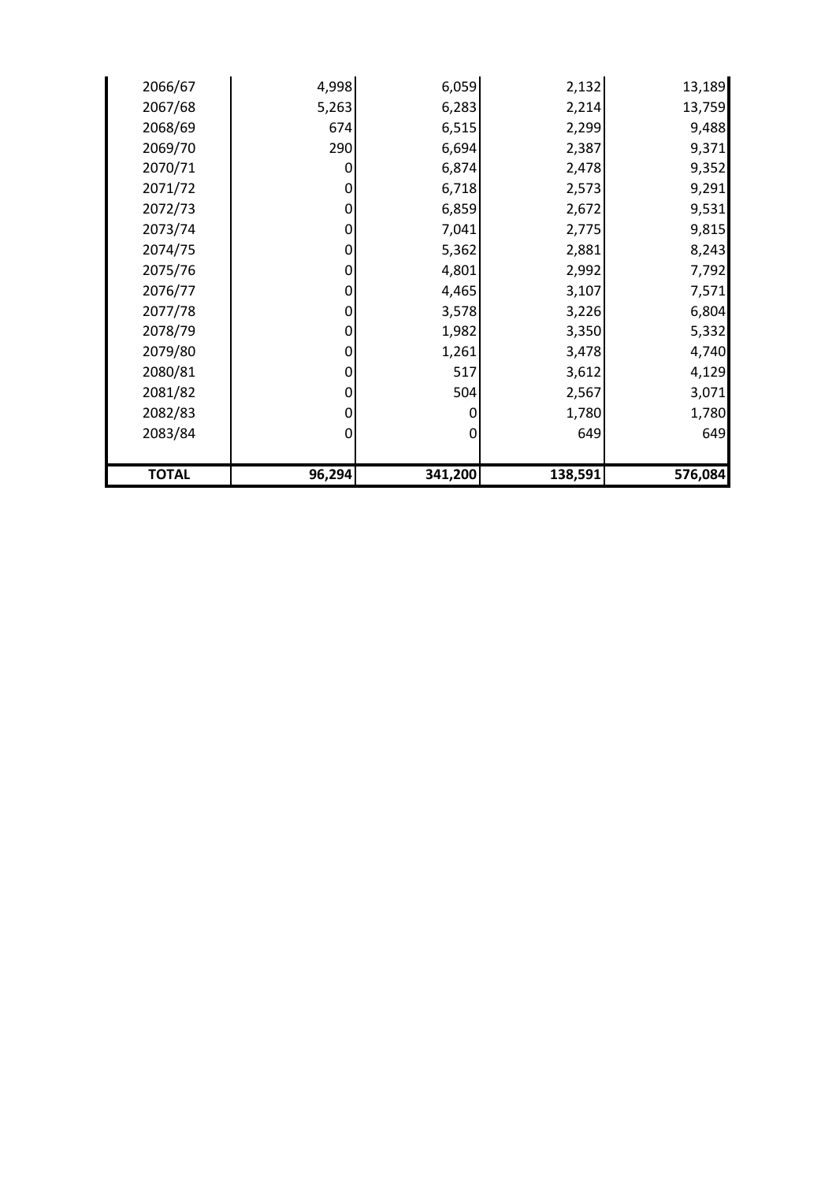| | | | | |
|---|---|---|---|---|
| 2066/67 | 4,998 | 6,059 | 2,132 | 13,189 |
| 2067/68 | 5,263 | 6,283 | 2,214 | 13,759 |
| 2068/69 | 674 | 6,515 | 2,299 | 9,488 |
| 2069/70 | 290 | 6,694 | 2,387 | 9,371 |
| 2070/71 | 0 | 6,874 | 2,478 | 9,352 |
| 2071/72 | 0 | 6,718 | 2,573 | 9,291 |
| 2072/73 | 0 | 6,859 | 2,672 | 9,531 |
| 2073/74 | 0 | 7,041 | 2,775 | 9,815 |
| 2074/75 | 0 | 5,362 | 2,881 | 8,243 |
| 2075/76 | 0 | 4,801 | 2,992 | 7,792 |
| 2076/77 | 0 | 4,465 | 3,107 | 7,571 |
| 2077/78 | 0 | 3,578 | 3,226 | 6,804 |
| 2078/79 | 0 | 1,982 | 3,350 | 5,332 |
| 2079/80 | 0 | 1,261 | 3,478 | 4,740 |
| 2080/81 | 0 | 517 | 3,612 | 4,129 |
| 2081/82 | 0 | 504 | 2,567 | 3,071 |
| 2082/83 | 0 | 0 | 1,780 | 1,780 |
| 2083/84 | 0 | 0 | 649 | 649 |
| | | | | |
| **TOTAL** | **96,294** | **341,200** | **138,591** | **576,084** |